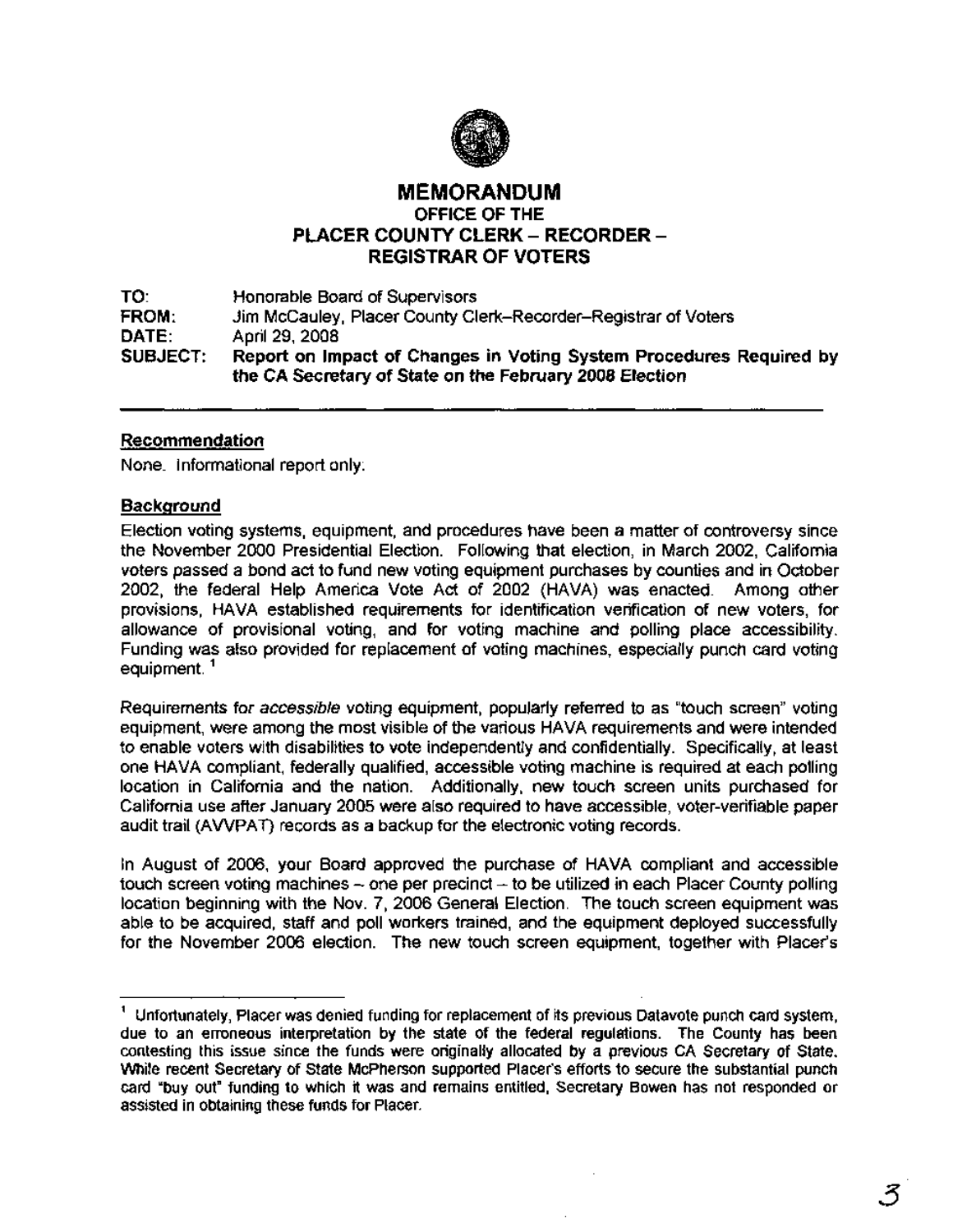# MEMORANDUM
## OFFICE OF THE PLACER COUNTY CLERK – RECORDER – REGISTRAR OF VOTERS

**TO:** Honorable Board of Supervisors
**FROM:** Jim McCauley, Placer County Clerk–Recorder–Registrar of Voters
**DATE:** April 29, 2008
**SUBJECT:** **Report on Impact of Changes in Voting System Procedures Required by the CA Secretary of State on the February 2008 Election**

---

**Recommendation**

None. Informational report only.

**Background**

Election voting systems, equipment, and procedures have been a matter of controversy since the November 2000 Presidential Election. Following that election, in March 2002, California voters passed a bond act to fund new voting equipment purchases by counties and in October 2002, the federal Help America Vote Act of 2002 (HAVA) was enacted. Among other provisions, HAVA established requirements for identification verification of new voters, for allowance of provisional voting, and for voting machine and polling place accessibility. Funding was also provided for replacement of voting machines, especially punch card voting equipment. [1]

Requirements for *accessible* voting equipment, popularly referred to as "touch screen" voting equipment, were among the most visible of the various HAVA requirements and were intended to enable voters with disabilities to vote independently and confidentially. Specifically, at least one HAVA compliant, federally qualified, accessible voting machine is required at each polling location in California and the nation. Additionally, new touch screen units purchased for California use after January 2005 were also required to have accessible, voter-verifiable paper audit trail (AVVPAT) records as a backup for the electronic voting records.

In August of 2006, your Board approved the purchase of HAVA compliant and accessible touch screen voting machines – one per precinct – to be utilized in each Placer County polling location beginning with the Nov. 7, 2006 General Election. The touch screen equipment was able to be acquired, staff and poll workers trained, and the equipment deployed successfully for the November 2006 election. The new touch screen equipment, together with Placer's

---

[1] Unfortunately, Placer was denied funding for replacement of its previous Datavote punch card system, due to an erroneous interpretation by the state of the federal regulations. The County has been contesting this issue since the funds were originally allocated by a previous CA Secretary of State. While recent Secretary of State McPherson supported Placer's efforts to secure the substantial punch card "buy out" funding to which it was and remains entitled, Secretary Bowen has not responded or assisted in obtaining these funds for Placer.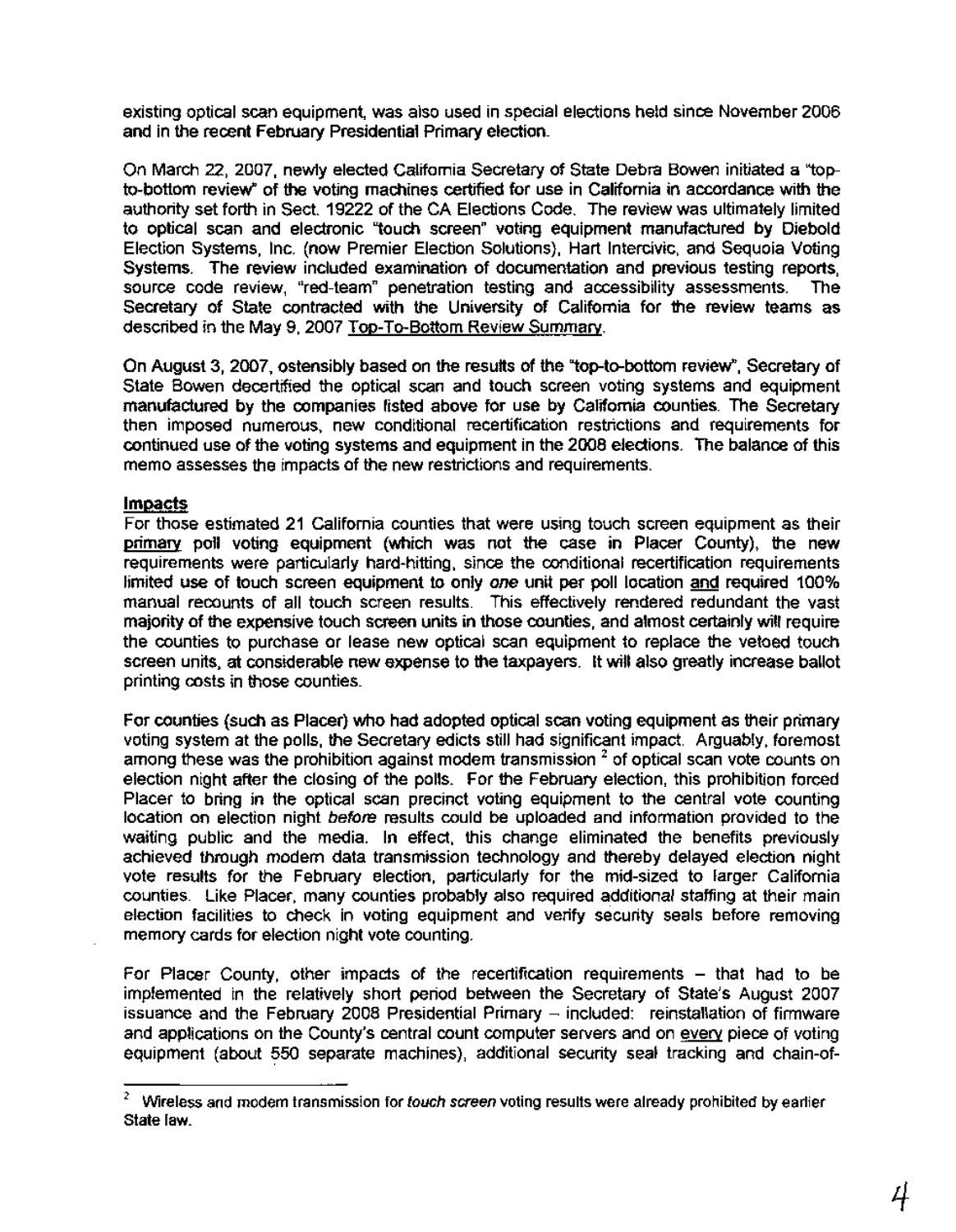existing optical scan equipment, was also used in special elections held since November 2006 and in the recent February Presidential Primary election.

On March 22, 2007, newly elected California Secretary of State Debra Bowen initiated a "top-to-bottom review" of the voting machines certified for use in California in accordance with the authority set forth in Sect. 19222 of the CA Elections Code. The review was ultimately limited to optical scan and electronic "touch screen" voting equipment manufactured by Diebold Election Systems, Inc. (now Premier Election Solutions), Hart Intercivic, and Sequoia Voting Systems. The review included examination of documentation and previous testing reports, source code review, "red-team" penetration testing and accessibility assessments. The Secretary of State contracted with the University of California for the review teams as described in the May 9, 2007 Top-To-Bottom Review Summary.

On August 3, 2007, ostensibly based on the results of the "top-to-bottom review", Secretary of State Bowen decertified the optical scan and touch screen voting systems and equipment manufactured by the companies listed above for use by California counties. The Secretary then imposed numerous, new conditional recertification restrictions and requirements for continued use of the voting systems and equipment in the 2008 elections. The balance of this memo assesses the impacts of the new restrictions and requirements.

## Impacts

For those estimated 21 California counties that were using touch screen equipment as their primary poll voting equipment (which was not the case in Placer County), the new requirements were particularly hard-hitting, since the conditional recertification requirements limited use of touch screen equipment to only *one* unit per poll location and required 100% manual recounts of all touch screen results. This effectively rendered redundant the vast majority of the expensive touch screen units in those counties, and almost certainly will require the counties to purchase or lease new optical scan equipment to replace the vetoed touch screen units, at considerable new expense to the taxpayers. It will also greatly increase ballot printing costs in those counties.

For counties (such as Placer) who had adopted optical scan voting equipment as their primary voting system at the polls, the Secretary edicts still had significant impact. Arguably, foremost among these was the prohibition against modem transmission [2] of optical scan vote counts on election night after the closing of the polls. For the February election, this prohibition forced Placer to bring in the optical scan precinct voting equipment to the central vote counting location on election night *before* results could be uploaded and information provided to the waiting public and the media. In effect, this change eliminated the benefits previously achieved through modem data transmission technology and thereby delayed election night vote results for the February election, particularly for the mid-sized to larger California counties. Like Placer, many counties probably also required additional staffing at their main election facilities to check in voting equipment and verify security seals before removing memory cards for election night vote counting.

For Placer County, other impacts of the recertification requirements – that had to be implemented in the relatively short period between the Secretary of State's August 2007 issuance and the February 2008 Presidential Primary – included: reinstallation of firmware and applications on the County's central count computer servers and on every piece of voting equipment (about 550 separate machines), additional security seal tracking and chain-of-

---

[2] Wireless and modem transmission for *touch screen* voting results were already prohibited by earlier State law.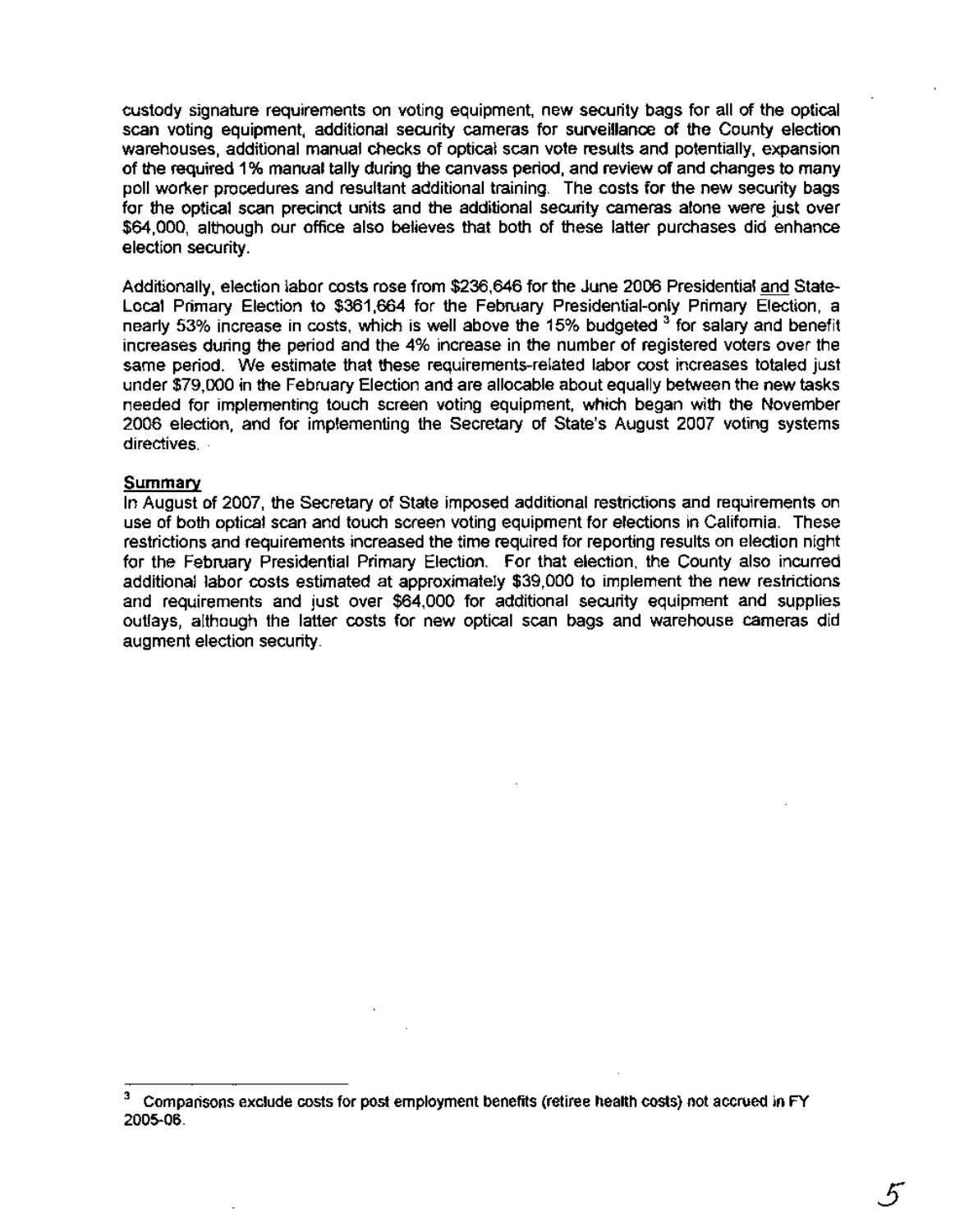custody signature requirements on voting equipment, new security bags for all of the optical scan voting equipment, additional security cameras for surveillance of the County election warehouses, additional manual checks of optical scan vote results and potentially, expansion of the required 1% manual tally during the canvass period, and review of and changes to many poll worker procedures and resultant additional training. The costs for the new security bags for the optical scan precinct units and the additional security cameras alone were just over $64,000, although our office also believes that both of these latter purchases did enhance election security.

Additionally, election labor costs rose from $236,646 for the June 2006 Presidential <u>and</u> State-Local Primary Election to $361,664 for the February Presidential-only Primary Election, a nearly 53% increase in costs, which is well above the 15% budgeted [3] for salary and benefit increases during the period and the 4% increase in the number of registered voters over the same period. We estimate that these requirements-related labor cost increases totaled just under $79,000 in the February Election and are allocable about equally between the new tasks needed for implementing touch screen voting equipment, which began with the November 2006 election, and for implementing the Secretary of State's August 2007 voting systems directives.

**<u>Summary</u>**

In August of 2007, the Secretary of State imposed additional restrictions and requirements on use of both optical scan and touch screen voting equipment for elections in California. These restrictions and requirements increased the time required for reporting results on election night for the February Presidential Primary Election. For that election, the County also incurred additional labor costs estimated at approximately $39,000 to implement the new restrictions and requirements and just over $64,000 for additional security equipment and supplies outlays, although the latter costs for new optical scan bags and warehouse cameras did augment election security.

---

[3] Comparisons exclude costs for post employment benefits (retiree health costs) not accrued in FY 2005-06.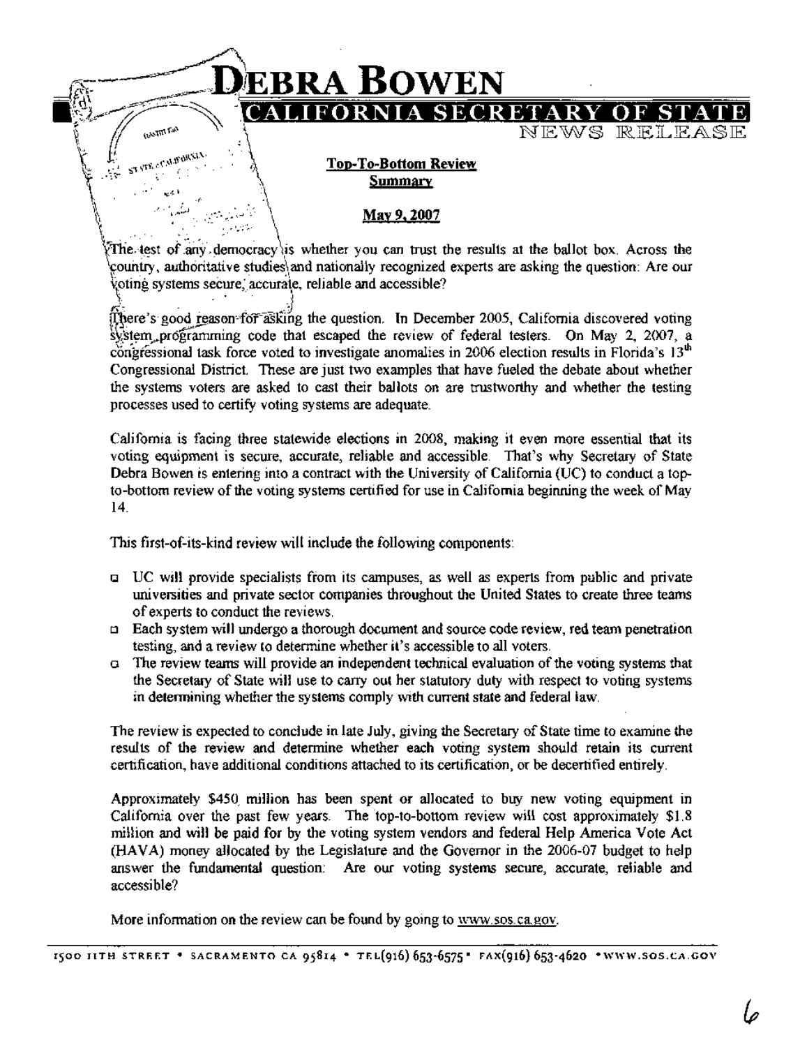# DEBRA BOWEN

## CALIFORNIA SECRETARY OF STATE

NEWS RELEASE

**Top-To-Bottom Review**
**Summary**

**May 9, 2007**

The test of any democracy is whether you can trust the results at the ballot box. Across the country, authoritative studies and nationally recognized experts are asking the question: Are our voting systems secure, accurate, reliable and accessible?

There's good reason for asking the question. In December 2005, California discovered voting system programming code that escaped the review of federal testers. On May 2, 2007, a congressional task force voted to investigate anomalies in 2006 election results in Florida's 13th Congressional District. These are just two examples that have fueled the debate about whether the systems voters are asked to cast their ballots on are trustworthy and whether the testing processes used to certify voting systems are adequate.

California is facing three statewide elections in 2008, making it even more essential that its voting equipment is secure, accurate, reliable and accessible. That's why Secretary of State Debra Bowen is entering into a contract with the University of California (UC) to conduct a top-to-bottom review of the voting systems certified for use in California beginning the week of May 14.

This first-of-its-kind review will include the following components:

- UC will provide specialists from its campuses, as well as experts from public and private universities and private sector companies throughout the United States to create three teams of experts to conduct the reviews.
- Each system will undergo a thorough document and source code review, red team penetration testing, and a review to determine whether it's accessible to all voters.
- The review teams will provide an independent technical evaluation of the voting systems that the Secretary of State will use to carry out her statutory duty with respect to voting systems in determining whether the systems comply with current state and federal law.

The review is expected to conclude in late July, giving the Secretary of State time to examine the results of the review and determine whether each voting system should retain its current certification, have additional conditions attached to its certification, or be decertified entirely.

Approximately $450 million has been spent or allocated to buy new voting equipment in California over the past few years. The top-to-bottom review will cost approximately $1.8 million and will be paid for by the voting system vendors and federal Help America Vote Act (HAVA) money allocated by the Legislature and the Governor in the 2006-07 budget to help answer the fundamental question: Are our voting systems secure, accurate, reliable and accessible?

More information on the review can be found by going to www.sos.ca.gov.

1500 11TH STREET • SACRAMENTO CA 95814 • TEL(916) 653-6575 • FAX(916) 653-4620 • WWW.SOS.CA.GOV